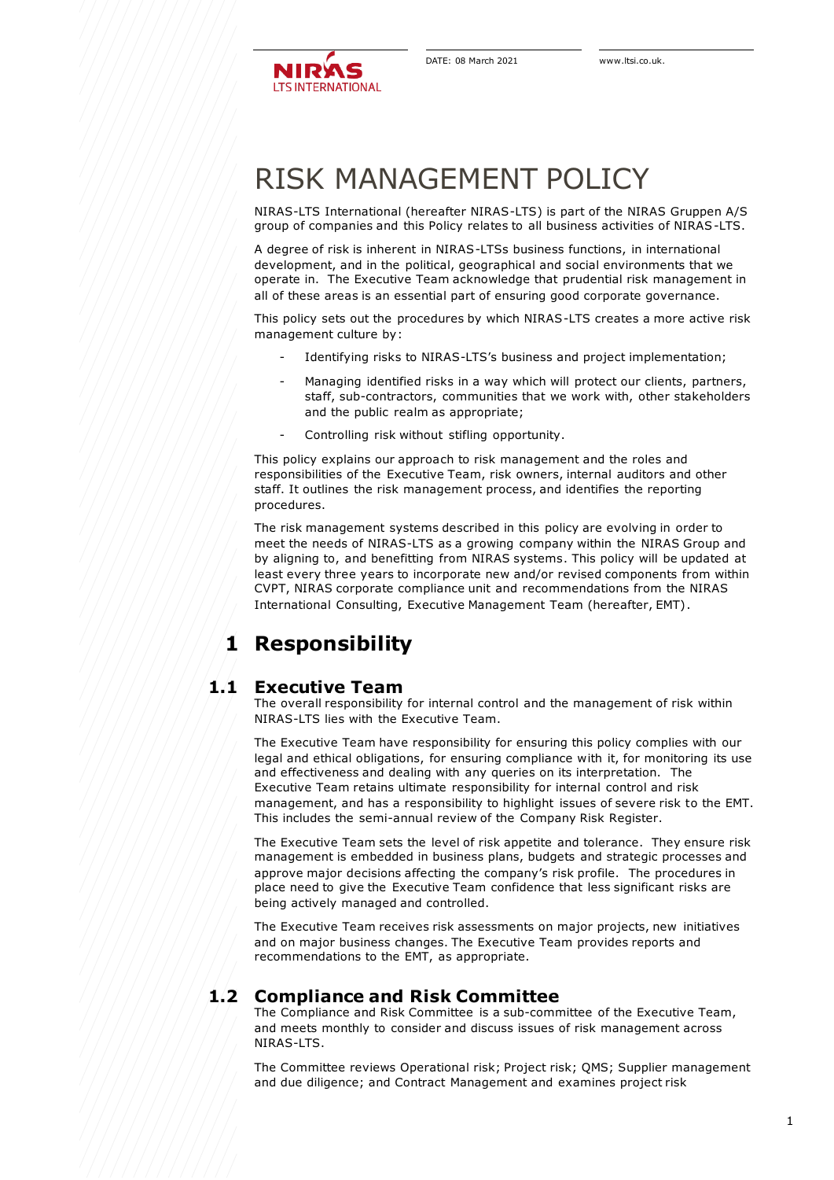DATE: 08 March 2021

www.ltsi.co.uk.

# RISK MANAGEMENT POLICY

NIRAS-LTS International (hereafter NIRAS-LTS) is part of the NIRAS Gruppen A/S group of companies and this Policy relates to all business activities of NIRAS-LTS.

A degree of risk is inherent in NIRAS-LTSs business functions, in international development, and in the political, geographical and social environments that we operate in. The Executive Team acknowledge that prudential risk management in all of these areas is an essential part of ensuring good corporate governance.

This policy sets out the procedures by which NIRAS-LTS creates a more active risk management culture by:

- Identifying risks to NIRAS-LTS's business and project implementation;
- Managing identified risks in a way which will protect our clients, partners, staff, sub-contractors, communities that we work with, other stakeholders and the public realm as appropriate;
- Controlling risk without stifling opportunity.

This policy explains our approach to risk management and the roles and responsibilities of the Executive Team, risk owners, internal auditors and other staff. It outlines the risk management process, and identifies the reporting procedures.

The risk management systems described in this policy are evolving in order to meet the needs of NIRAS-LTS as a growing company within the NIRAS Group and by aligning to, and benefitting from NIRAS systems. This policy will be updated at least every three years to incorporate new and/or revised components from within CVPT, NIRAS corporate compliance unit and recommendations from the NIRAS International Consulting, Executive Management Team (hereafter, EMT).

# 1 Responsibility

## 1.1 Executive Team

The overall responsibility for internal control and the management of risk within NIRAS-LTS lies with the Executive Team.

The Executive Team have responsibility for ensuring this policy complies with our legal and ethical obligations, for ensuring compliance with it, for monitoring its use and effectiveness and dealing with any queries on its interpretation. The Executive Team retains ultimate responsibility for internal control and risk management, and has a responsibility to highlight issues of severe risk to the EMT. This includes the semi-annual review of the Company Risk Register.

The Executive Team sets the level of risk appetite and tolerance. They ensure risk management is embedded in business plans, budgets and strategic processes and approve major decisions affecting the company's risk profile. The procedures in place need to give the Executive Team confidence that less significant risks are being actively managed and controlled.

The Executive Team receives risk assessments on major projects, new initiatives and on major business changes. The Executive Team provides reports and recommendations to the EMT, as appropriate.

## 1.2 Compliance and Risk Committee

The Compliance and Risk Committee is a sub-committee of the Executive Team, and meets monthly to consider and discuss issues of risk management across NIRAS-LTS.

The Committee reviews Operational risk; Project risk; QMS; Supplier management and due diligence; and Contract Management and examines project risk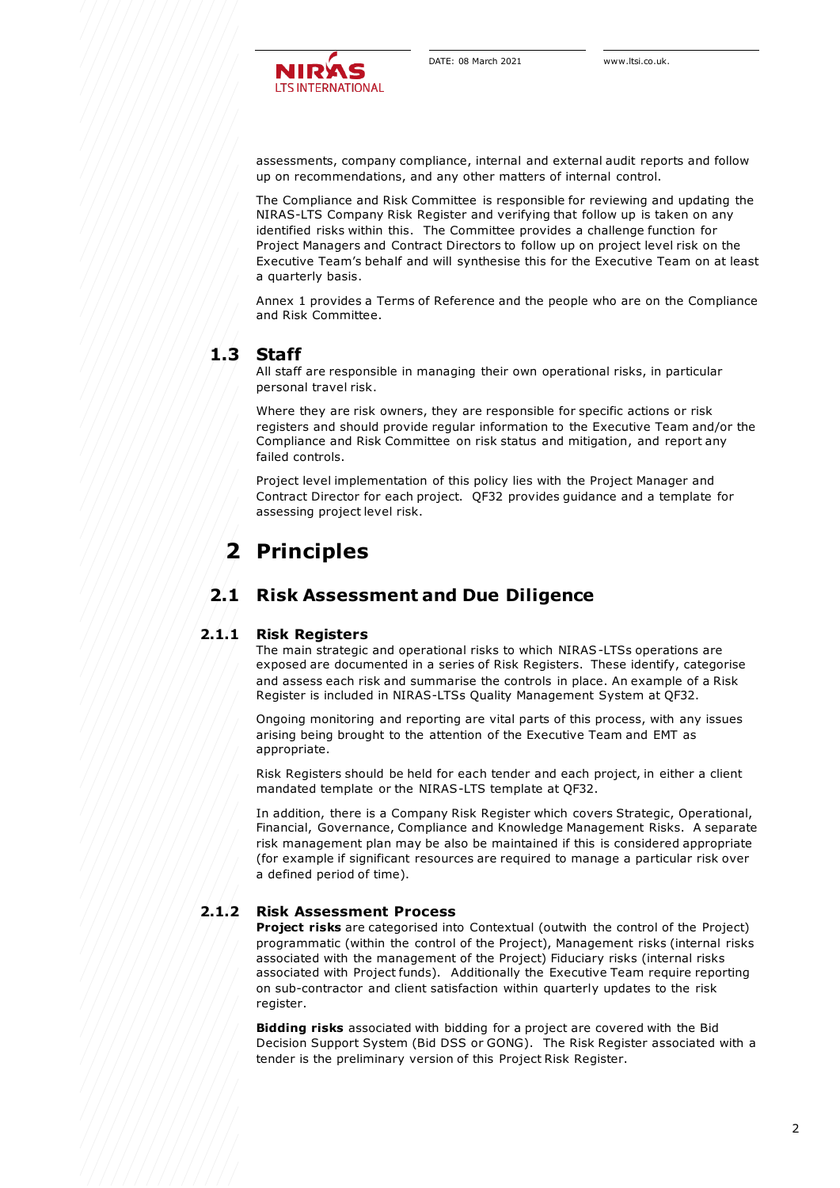assessments, company compliance, internal and external audit reports and follow up on recommendations, and any other matters of internal control.

The Compliance and Risk Committee is responsible for reviewing and updating the NIRAS-LTS Company Risk Register and verifying that follow up is taken on any identified risks within this. The Committee provides a challenge function for Project Managers and Contract Directors to follow up on project level risk on the Executive Team's behalf and will synthesise this for the Executive Team on at least a quarterly basis.

Annex 1 provides a Terms of Reference and the people who are on the Compliance and Risk Committee.

## 1.3 Staff

All staff are responsible in managing their own operational risks, in particular personal travel risk.

Where they are risk owners, they are responsible for specific actions or risk registers and should provide regular information to the Executive Team and/or the Compliance and Risk Committee on risk status and mitigation, and report any failed controls.

Project level implementation of this policy lies with the Project Manager and Contract Director for each project. QF32 provides guidance and a template for assessing project level risk.

# 2 Principles

## 2.1 Risk Assessment and Due Diligence

### 2.1.1 Risk Registers

The main strategic and operational risks to which NIRAS-LTSs operations are exposed are documented in a series of Risk Registers. These identify, categorise and assess each risk and summarise the controls in place. An example of a Risk Register is included in NIRAS-LTSs Quality Management System at QF32.

Ongoing monitoring and reporting are vital parts of this process, with any issues arising being brought to the attention of the Executive Team and EMT as appropriate.

Risk Registers should be held for each tender and each project, in either a client mandated template or the NIRAS-LTS template at QF32.

In addition, there is a Company Risk Register which covers Strategic, Operational, Financial, Governance, Compliance and Knowledge Management Risks. A separate risk management plan may be also be maintained if this is considered appropriate (for example if significant resources are required to manage a particular risk over a defined period of time).

### 2.1.2 Risk Assessment Process

**Project risks** are categorised into Contextual (outwith the control of the Project) programmatic (within the control of the Project), Management risks (internal risks associated with the management of the Project) Fiduciary risks (internal risks associated with Project funds). Additionally the Executive Team require reporting on sub-contractor and client satisfaction within quarterly updates to the risk register.

**Bidding risks** associated with bidding for a project are covered with the Bid Decision Support System (Bid DSS or GONG). The Risk Register associated with a tender is the preliminary version of this Project Risk Register.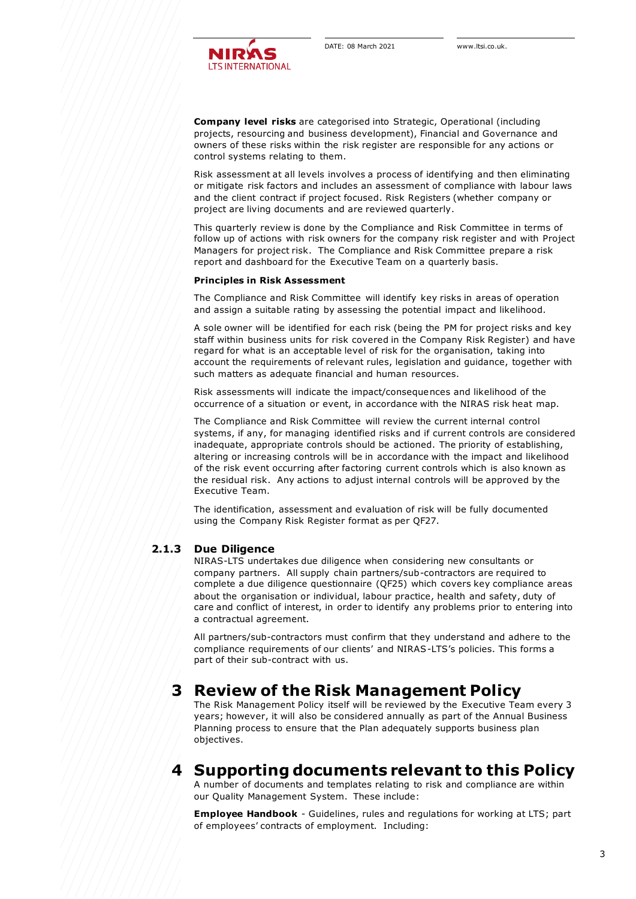**Company level risks** are categorised into Strategic, Operational (including projects, resourcing and business development), Financial and Governance and owners of these risks within the risk register are responsible for any actions or control systems relating to them.

Risk assessment at all levels involves a process of identifying and then eliminating or mitigate risk factors and includes an assessment of compliance with labour laws and the client contract if project focused. Risk Registers (whether company or project are living documents and are reviewed quarterly.

This quarterly review is done by the Compliance and Risk Committee in terms of follow up of actions with risk owners for the company risk register and with Project Managers for project risk. The Compliance and Risk Committee prepare a risk report and dashboard for the Executive Team on a quarterly basis.

**Principles in Risk Assessment**

The Compliance and Risk Committee will identify key risks in areas of operation and assign a suitable rating by assessing the potential impact and likelihood.

A sole owner will be identified for each risk (being the PM for project risks and key staff within business units for risk covered in the Company Risk Register) and have regard for what is an acceptable level of risk for the organisation, taking into account the requirements of relevant rules, legislation and guidance, together with such matters as adequate financial and human resources.

Risk assessments will indicate the impact/consequences and likelihood of the occurrence of a situation or event, in accordance with the NIRAS risk heat map.

The Compliance and Risk Committee will review the current internal control systems, if any, for managing identified risks and if current controls are considered inadequate, appropriate controls should be actioned. The priority of establishing, altering or increasing controls will be in accordance with the impact and likelihood of the risk event occurring after factoring current controls which is also known as the residual risk. Any actions to adjust internal controls will be approved by the Executive Team.

The identification, assessment and evaluation of risk will be fully documented using the Company Risk Register format as per QF27.

### 2.1.3 Due Diligence

NIRAS-LTS undertakes due diligence when considering new consultants or company partners. All supply chain partners/sub-contractors are required to complete a due diligence questionnaire (QF25) which covers key compliance areas about the organisation or individual, labour practice, health and safety, duty of care and conflict of interest, in order to identify any problems prior to entering into a contractual agreement.

All partners/sub-contractors must confirm that they understand and adhere to the compliance requirements of our clients' and NIRAS-LTS's policies. This forms a part of their sub-contract with us.

# 3 Review of the Risk Management Policy

The Risk Management Policy itself will be reviewed by the Executive Team every 3 years; however, it will also be considered annually as part of the Annual Business Planning process to ensure that the Plan adequately supports business plan objectives.

# 4 Supporting documents relevant to this Policy

A number of documents and templates relating to risk and compliance are within our Quality Management System. These include:

**Employee Handbook** - Guidelines, rules and regulations for working at LTS; part of employees' contracts of employment. Including: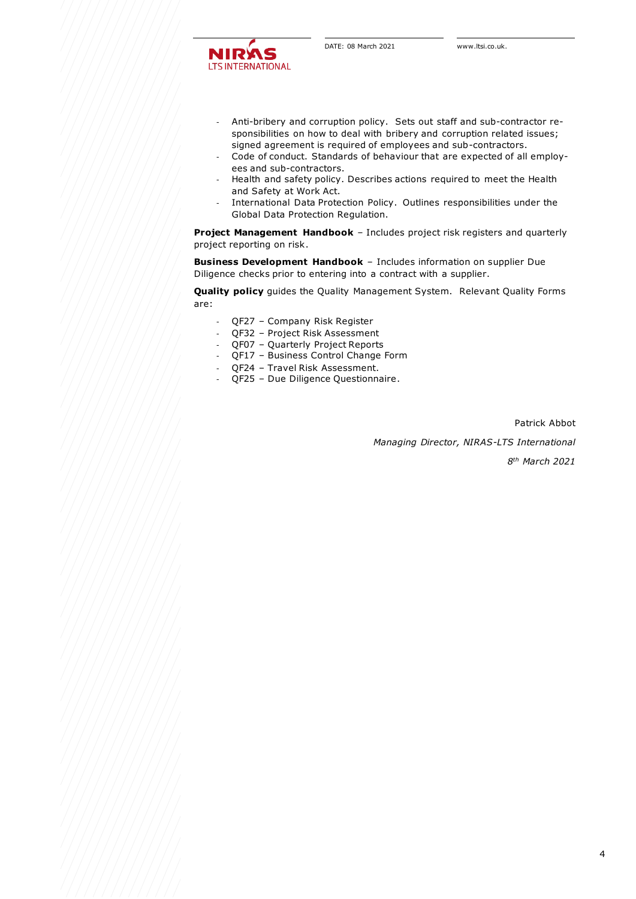- Anti-bribery and corruption policy. Sets out staff and sub-contractor responsibilities on how to deal with bribery and corruption related issues; signed agreement is required of employees and sub-contractors.
- Code of conduct. Standards of behaviour that are expected of all employees and sub-contractors.
- Health and safety policy. Describes actions required to meet the Health and Safety at Work Act.
- International Data Protection Policy. Outlines responsibilities under the Global Data Protection Regulation.

**Project Management Handbook** – Includes project risk registers and quarterly project reporting on risk.

**Business Development Handbook** – Includes information on supplier Due Diligence checks prior to entering into a contract with a supplier.

**Quality policy** guides the Quality Management System. Relevant Quality Forms are:

- QF27 – Company Risk Register
- QF32 – Project Risk Assessment
- QF07 – Quarterly Project Reports
- QF17 – Business Control Change Form
- QF24 – Travel Risk Assessment.
- QF25 – Due Diligence Questionnaire.

Patrick Abbot

*Managing Director, NIRAS-LTS International*

*8th March 2021*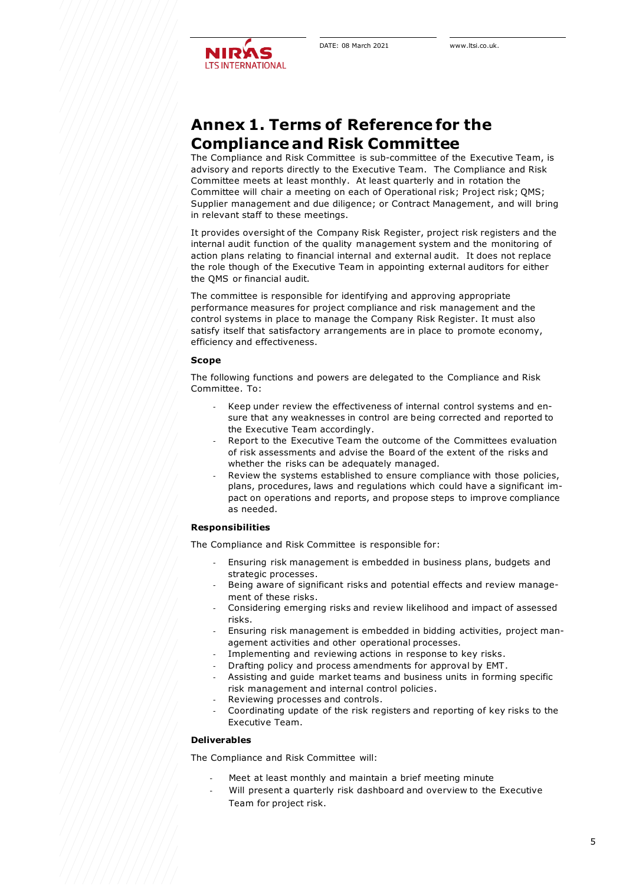# Annex 1. Terms of Reference for the Compliance and Risk Committee

The Compliance and Risk Committee is sub-committee of the Executive Team, is advisory and reports directly to the Executive Team. The Compliance and Risk Committee meets at least monthly. At least quarterly and in rotation the Committee will chair a meeting on each of Operational risk; Project risk; QMS; Supplier management and due diligence; or Contract Management, and will bring in relevant staff to these meetings.

It provides oversight of the Company Risk Register, project risk registers and the internal audit function of the quality management system and the monitoring of action plans relating to financial internal and external audit. It does not replace the role though of the Executive Team in appointing external auditors for either the QMS or financial audit.

The committee is responsible for identifying and approving appropriate performance measures for project compliance and risk management and the control systems in place to manage the Company Risk Register. It must also satisfy itself that satisfactory arrangements are in place to promote economy, efficiency and effectiveness.

**Scope**

The following functions and powers are delegated to the Compliance and Risk Committee. To:

- Keep under review the effectiveness of internal control systems and ensure that any weaknesses in control are being corrected and reported to the Executive Team accordingly.
- Report to the Executive Team the outcome of the Committees evaluation of risk assessments and advise the Board of the extent of the risks and whether the risks can be adequately managed.
- Review the systems established to ensure compliance with those policies, plans, procedures, laws and regulations which could have a significant impact on operations and reports, and propose steps to improve compliance as needed.

**Responsibilities**

The Compliance and Risk Committee is responsible for:

- Ensuring risk management is embedded in business plans, budgets and strategic processes.
- Being aware of significant risks and potential effects and review management of these risks.
- Considering emerging risks and review likelihood and impact of assessed risks.
- Ensuring risk management is embedded in bidding activities, project management activities and other operational processes.
- Implementing and reviewing actions in response to key risks.
- Drafting policy and process amendments for approval by EMT.
- Assisting and guide market teams and business units in forming specific risk management and internal control policies.
- Reviewing processes and controls.
- Coordinating update of the risk registers and reporting of key risks to the Executive Team.

**Deliverables**

The Compliance and Risk Committee will:

- Meet at least monthly and maintain a brief meeting minute
- Will present a quarterly risk dashboard and overview to the Executive Team for project risk.